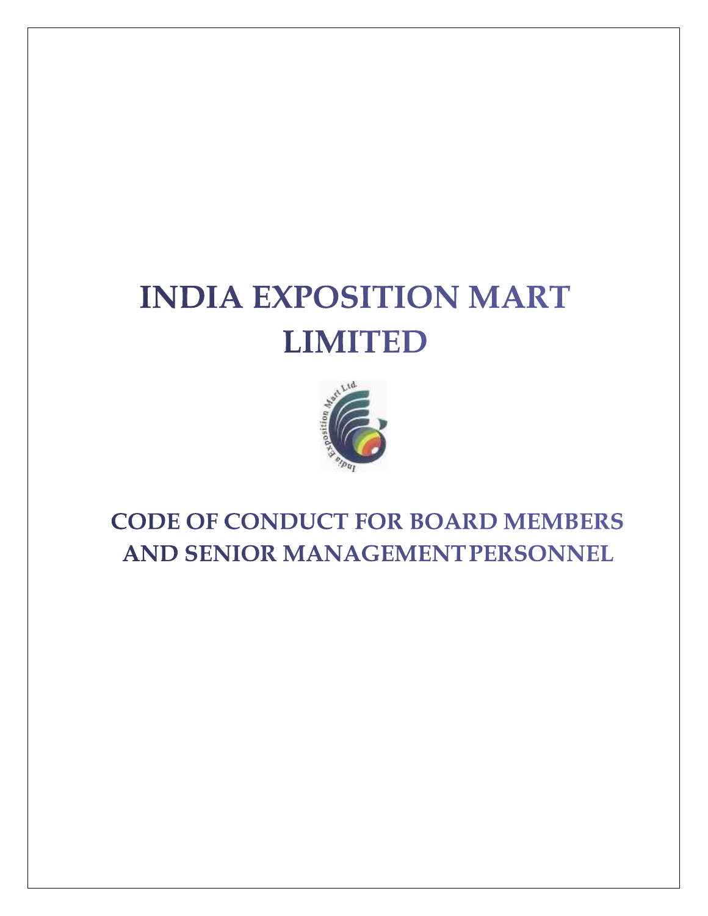# INDIA EXPOSITION MART LIMITED

## CODE OF CONDUCT FOR BOARD MEMBERS AND SENIOR MANAGEMENT PERSONNEL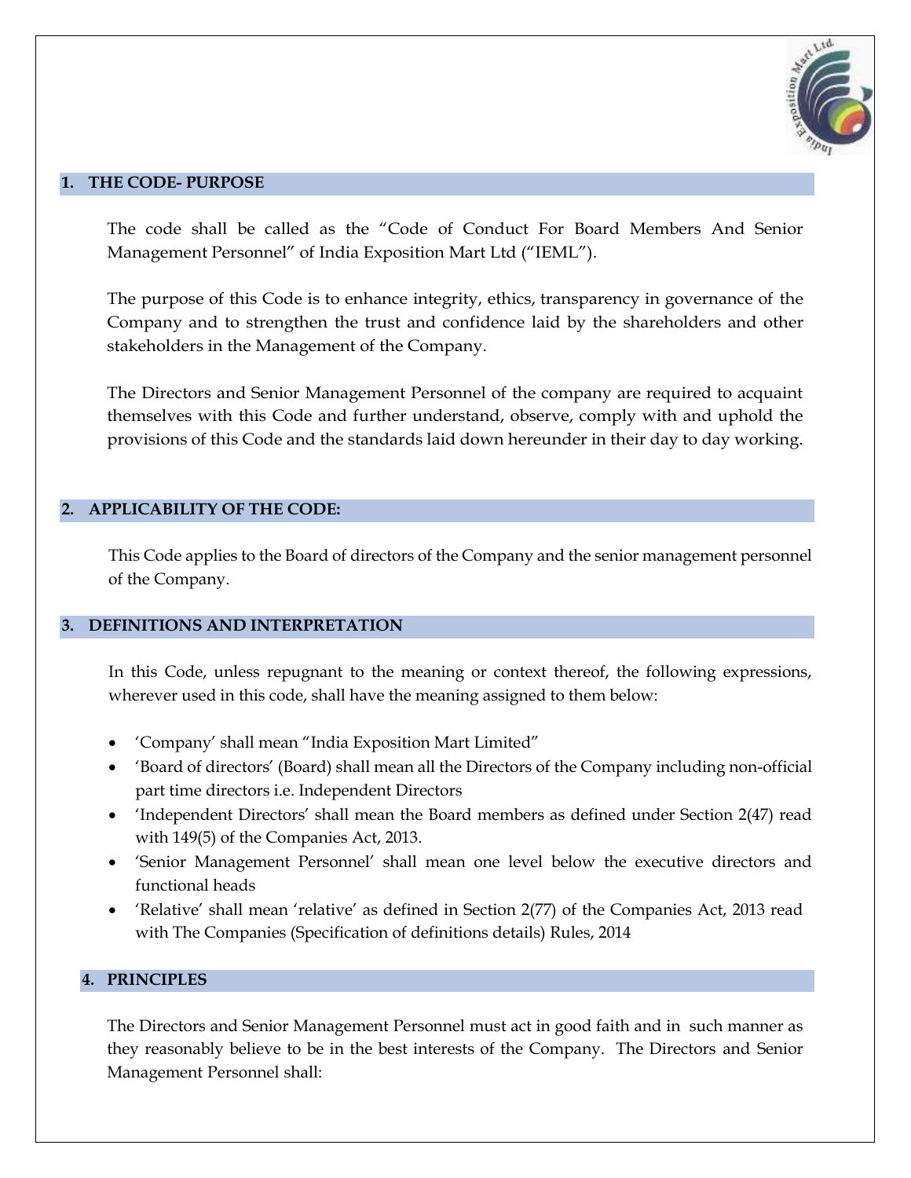## 1. THE CODE- PURPOSE

The code shall be called as the "Code of Conduct For Board Members And Senior Management Personnel" of India Exposition Mart Ltd ("IEML").

The purpose of this Code is to enhance integrity, ethics, transparency in governance of the Company and to strengthen the trust and confidence laid by the shareholders and other stakeholders in the Management of the Company.

The Directors and Senior Management Personnel of the company are required to acquaint themselves with this Code and further understand, observe, comply with and uphold the provisions of this Code and the standards laid down hereunder in their day to day working.

## 2. APPLICABILITY OF THE CODE:

This Code applies to the Board of directors of the Company and the senior management personnel of the Company.

## 3. DEFINITIONS AND INTERPRETATION

In this Code, unless repugnant to the meaning or context thereof, the following expressions, wherever used in this code, shall have the meaning assigned to them below:

- 'Company' shall mean "India Exposition Mart Limited"
- 'Board of directors' (Board) shall mean all the Directors of the Company including non-official part time directors i.e. Independent Directors
- 'Independent Directors' shall mean the Board members as defined under Section 2(47) read with 149(5) of the Companies Act, 2013.
- 'Senior Management Personnel' shall mean one level below the executive directors and functional heads
- 'Relative' shall mean 'relative' as defined in Section 2(77) of the Companies Act, 2013 read with The Companies (Specification of definitions details) Rules, 2014

## 4. PRINCIPLES

The Directors and Senior Management Personnel must act in good faith and in such manner as they reasonably believe to be in the best interests of the Company. The Directors and Senior Management Personnel shall: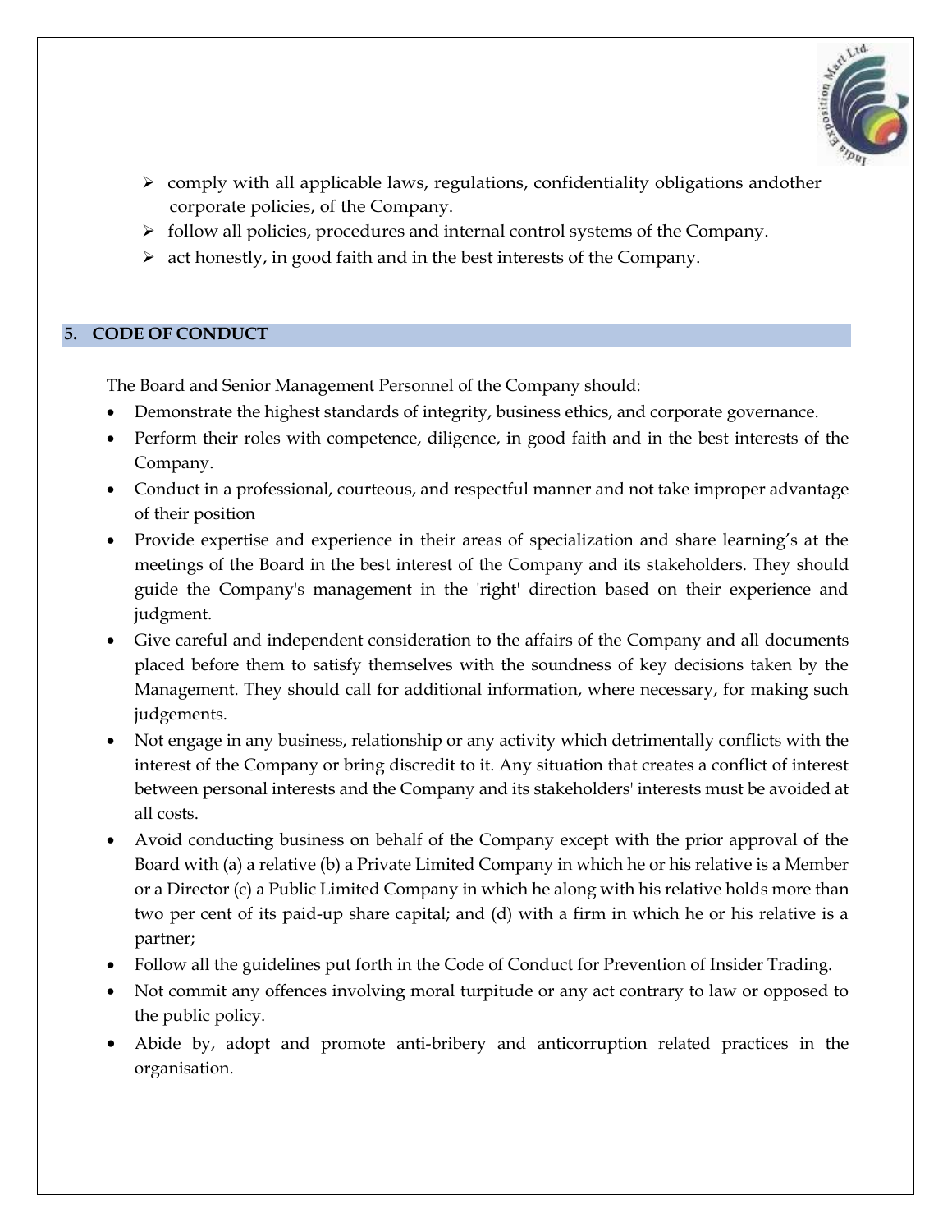- comply with all applicable laws, regulations, confidentiality obligations andother corporate policies, of the Company.
- follow all policies, procedures and internal control systems of the Company.
- act honestly, in good faith and in the best interests of the Company.

## 5. CODE OF CONDUCT

The Board and Senior Management Personnel of the Company should:

- Demonstrate the highest standards of integrity, business ethics, and corporate governance.
- Perform their roles with competence, diligence, in good faith and in the best interests of the Company.
- Conduct in a professional, courteous, and respectful manner and not take improper advantage of their position
- Provide expertise and experience in their areas of specialization and share learning's at the meetings of the Board in the best interest of the Company and its stakeholders. They should guide the Company's management in the 'right' direction based on their experience and judgment.
- Give careful and independent consideration to the affairs of the Company and all documents placed before them to satisfy themselves with the soundness of key decisions taken by the Management. They should call for additional information, where necessary, for making such judgements.
- Not engage in any business, relationship or any activity which detrimentally conflicts with the interest of the Company or bring discredit to it. Any situation that creates a conflict of interest between personal interests and the Company and its stakeholders' interests must be avoided at all costs.
- Avoid conducting business on behalf of the Company except with the prior approval of the Board with (a) a relative (b) a Private Limited Company in which he or his relative is a Member or a Director (c) a Public Limited Company in which he along with his relative holds more than two per cent of its paid-up share capital; and (d) with a firm in which he or his relative is a partner;
- Follow all the guidelines put forth in the Code of Conduct for Prevention of Insider Trading.
- Not commit any offences involving moral turpitude or any act contrary to law or opposed to the public policy.
- Abide by, adopt and promote anti-bribery and anticorruption related practices in the organisation.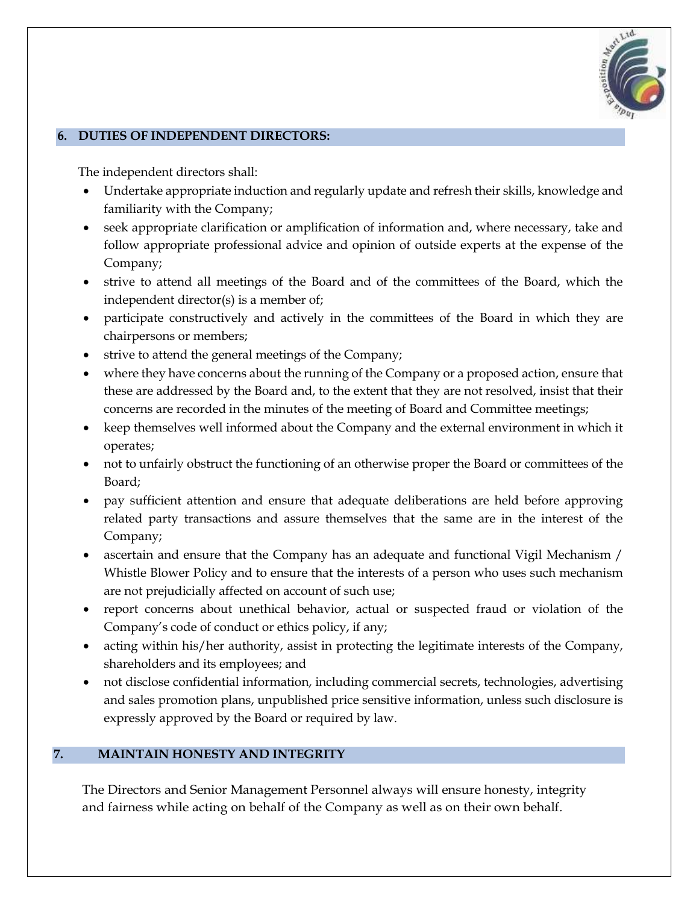## 6. DUTIES OF INDEPENDENT DIRECTORS:

The independent directors shall:

- Undertake appropriate induction and regularly update and refresh their skills, knowledge and familiarity with the Company;
- seek appropriate clarification or amplification of information and, where necessary, take and follow appropriate professional advice and opinion of outside experts at the expense of the Company;
- strive to attend all meetings of the Board and of the committees of the Board, which the independent director(s) is a member of;
- participate constructively and actively in the committees of the Board in which they are chairpersons or members;
- strive to attend the general meetings of the Company;
- where they have concerns about the running of the Company or a proposed action, ensure that these are addressed by the Board and, to the extent that they are not resolved, insist that their concerns are recorded in the minutes of the meeting of Board and Committee meetings;
- keep themselves well informed about the Company and the external environment in which it operates;
- not to unfairly obstruct the functioning of an otherwise proper the Board or committees of the Board;
- pay sufficient attention and ensure that adequate deliberations are held before approving related party transactions and assure themselves that the same are in the interest of the Company;
- ascertain and ensure that the Company has an adequate and functional Vigil Mechanism / Whistle Blower Policy and to ensure that the interests of a person who uses such mechanism are not prejudicially affected on account of such use;
- report concerns about unethical behavior, actual or suspected fraud or violation of the Company's code of conduct or ethics policy, if any;
- acting within his/her authority, assist in protecting the legitimate interests of the Company, shareholders and its employees; and
- not disclose confidential information, including commercial secrets, technologies, advertising and sales promotion plans, unpublished price sensitive information, unless such disclosure is expressly approved by the Board or required by law.

## 7. MAINTAIN HONESTY AND INTEGRITY

The Directors and Senior Management Personnel always will ensure honesty, integrity and fairness while acting on behalf of the Company as well as on their own behalf.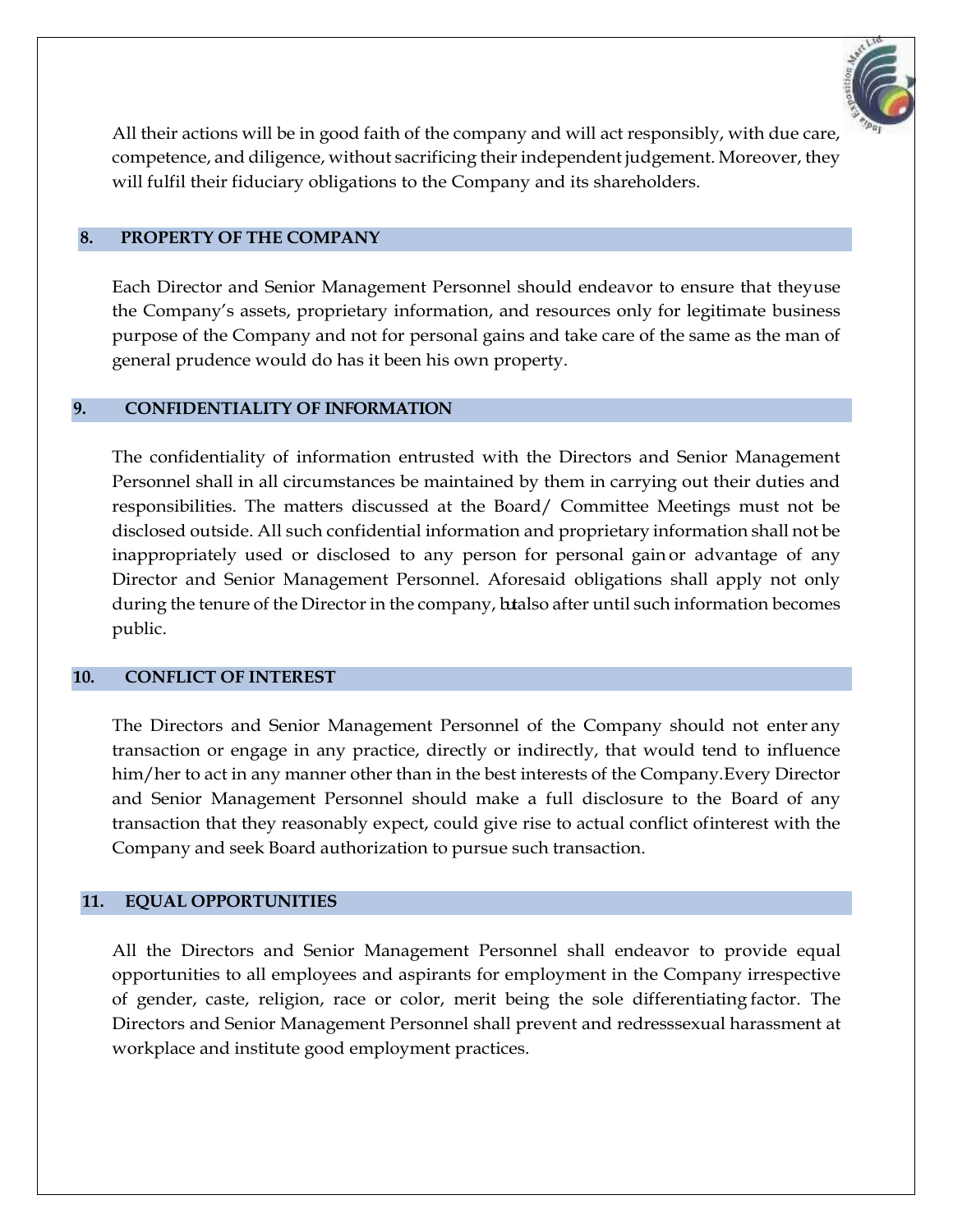All their actions will be in good faith of the company and will act responsibly, with due care, competence, and diligence, without sacrificing their independent judgement. Moreover, they will fulfil their fiduciary obligations to the Company and its shareholders.

## 8. PROPERTY OF THE COMPANY

Each Director and Senior Management Personnel should endeavor to ensure that theyuse the Company's assets, proprietary information, and resources only for legitimate business purpose of the Company and not for personal gains and take care of the same as the man of general prudence would do has it been his own property.

## 9. CONFIDENTIALITY OF INFORMATION

The confidentiality of information entrusted with the Directors and Senior Management Personnel shall in all circumstances be maintained by them in carrying out their duties and responsibilities. The matters discussed at the Board/ Committee Meetings must not be disclosed outside. All such confidential information and proprietary information shall not be inappropriately used or disclosed to any person for personal gain or advantage of any Director and Senior Management Personnel. Aforesaid obligations shall apply not only during the tenure of the Director in the company, butalso after until such information becomes public.

## 10. CONFLICT OF INTEREST

The Directors and Senior Management Personnel of the Company should not enter any transaction or engage in any practice, directly or indirectly, that would tend to influence him/her to act in any manner other than in the best interests of the Company.Every Director and Senior Management Personnel should make a full disclosure to the Board of any transaction that they reasonably expect, could give rise to actual conflict ofinterest with the Company and seek Board authorization to pursue such transaction.

## 11. EQUAL OPPORTUNITIES

All the Directors and Senior Management Personnel shall endeavor to provide equal opportunities to all employees and aspirants for employment in the Company irrespective of gender, caste, religion, race or color, merit being the sole differentiating factor. The Directors and Senior Management Personnel shall prevent and redresssexual harassment at workplace and institute good employment practices.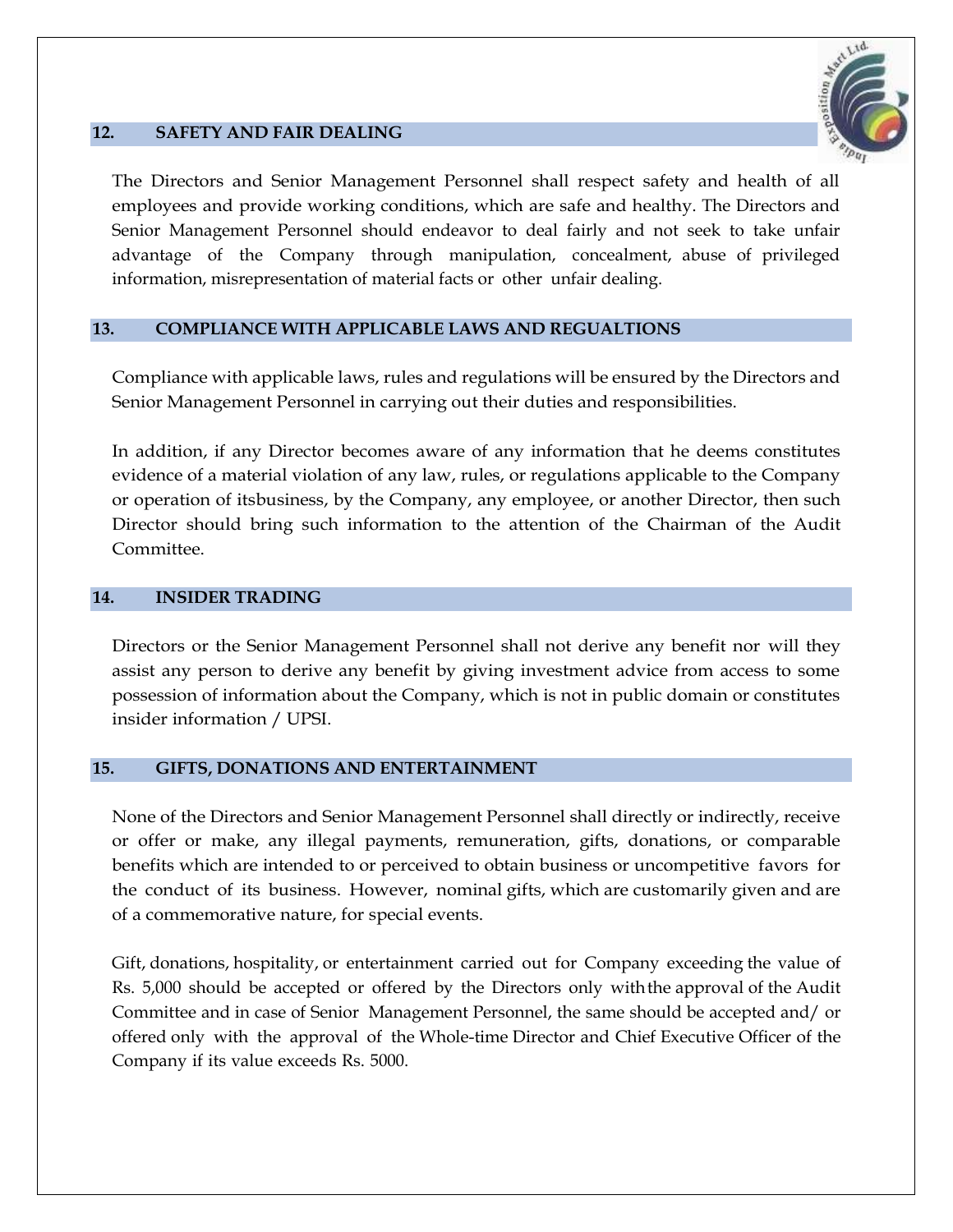## 12. SAFETY AND FAIR DEALING

The Directors and Senior Management Personnel shall respect safety and health of all employees and provide working conditions, which are safe and healthy. The Directors and Senior Management Personnel should endeavor to deal fairly and not seek to take unfair advantage of the Company through manipulation, concealment, abuse of privileged information, misrepresentation of material facts or other unfair dealing.

## 13. COMPLIANCE WITH APPLICABLE LAWS AND REGUALTIONS

Compliance with applicable laws, rules and regulations will be ensured by the Directors and Senior Management Personnel in carrying out their duties and responsibilities.

In addition, if any Director becomes aware of any information that he deems constitutes evidence of a material violation of any law, rules, or regulations applicable to the Company or operation of itsbusiness, by the Company, any employee, or another Director, then such Director should bring such information to the attention of the Chairman of the Audit Committee.

## 14. INSIDER TRADING

Directors or the Senior Management Personnel shall not derive any benefit nor will they assist any person to derive any benefit by giving investment advice from access to some possession of information about the Company, which is not in public domain or constitutes insider information / UPSI.

## 15. GIFTS, DONATIONS AND ENTERTAINMENT

None of the Directors and Senior Management Personnel shall directly or indirectly, receive or offer or make, any illegal payments, remuneration, gifts, donations, or comparable benefits which are intended to or perceived to obtain business or uncompetitive favors for the conduct of its business. However, nominal gifts, which are customarily given and are of a commemorative nature, for special events.

Gift, donations, hospitality, or entertainment carried out for Company exceeding the value of Rs. 5,000 should be accepted or offered by the Directors only withthe approval of the Audit Committee and in case of Senior Management Personnel, the same should be accepted and/ or offered only with the approval of the Whole-time Director and Chief Executive Officer of the Company if its value exceeds Rs. 5000.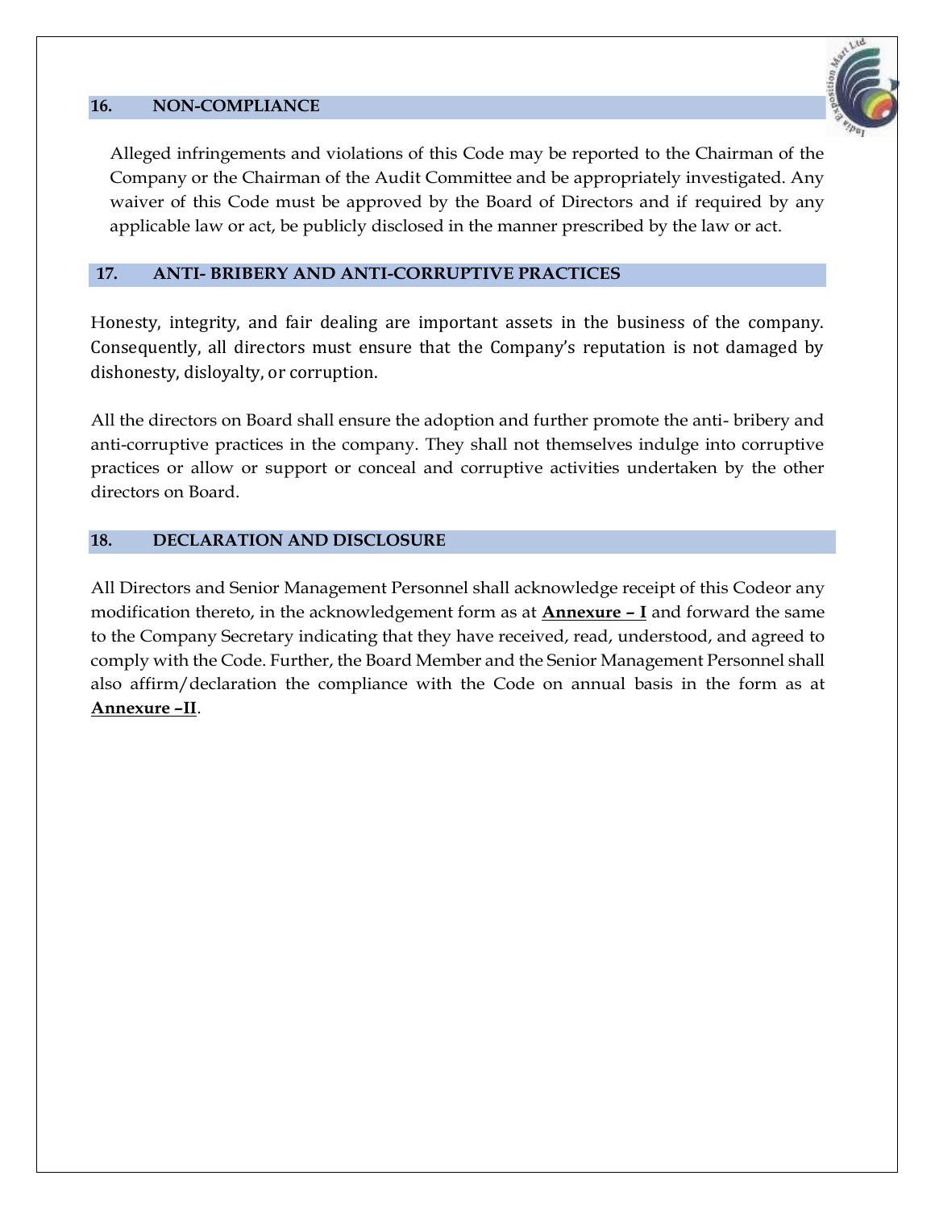## 16. NON-COMPLIANCE

Alleged infringements and violations of this Code may be reported to the Chairman of the Company or the Chairman of the Audit Committee and be appropriately investigated. Any waiver of this Code must be approved by the Board of Directors and if required by any applicable law or act, be publicly disclosed in the manner prescribed by the law or act.

## 17. ANTI- BRIBERY AND ANTI-CORRUPTIVE PRACTICES

Honesty, integrity, and fair dealing are important assets in the business of the company. Consequently, all directors must ensure that the Company's reputation is not damaged by dishonesty, disloyalty, or corruption.

All the directors on Board shall ensure the adoption and further promote the anti- bribery and anti-corruptive practices in the company. They shall not themselves indulge into corruptive practices or allow or support or conceal and corruptive activities undertaken by the other directors on Board.

## 18. DECLARATION AND DISCLOSURE

All Directors and Senior Management Personnel shall acknowledge receipt of this Codeor any modification thereto, in the acknowledgement form as at **Annexure – I** and forward the same to the Company Secretary indicating that they have received, read, understood, and agreed to comply with the Code. Further, the Board Member and the Senior Management Personnel shall also affirm/declaration the compliance with the Code on annual basis in the form as at **Annexure –II**.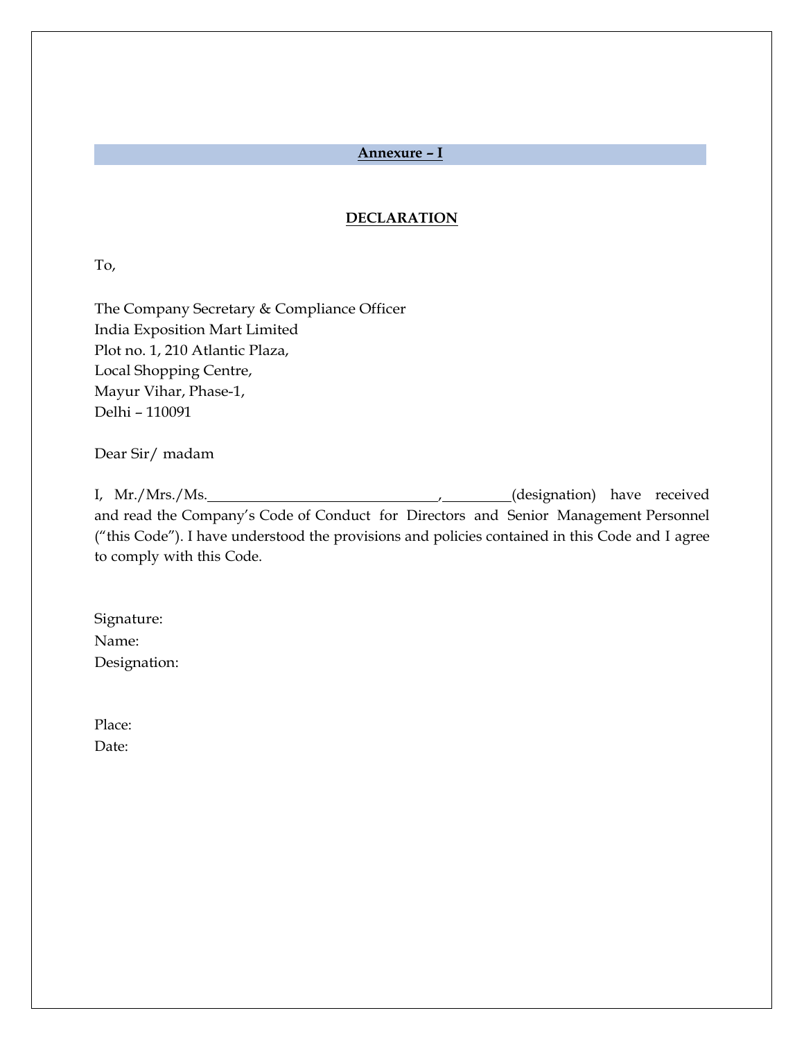## Annexure – I

### DECLARATION

To,

The Company Secretary & Compliance Officer
India Exposition Mart Limited
Plot no. 1, 210 Atlantic Plaza,
Local Shopping Centre,
Mayur Vihar, Phase-1,
Delhi – 110091

Dear Sir/ madam

I, Mr./Mrs./Ms.______________________________,_________(designation) have received and read the Company's Code of Conduct for Directors and Senior Management Personnel ("this Code"). I have understood the provisions and policies contained in this Code and I agree to comply with this Code.

Signature:
Name:
Designation:

Place:
Date: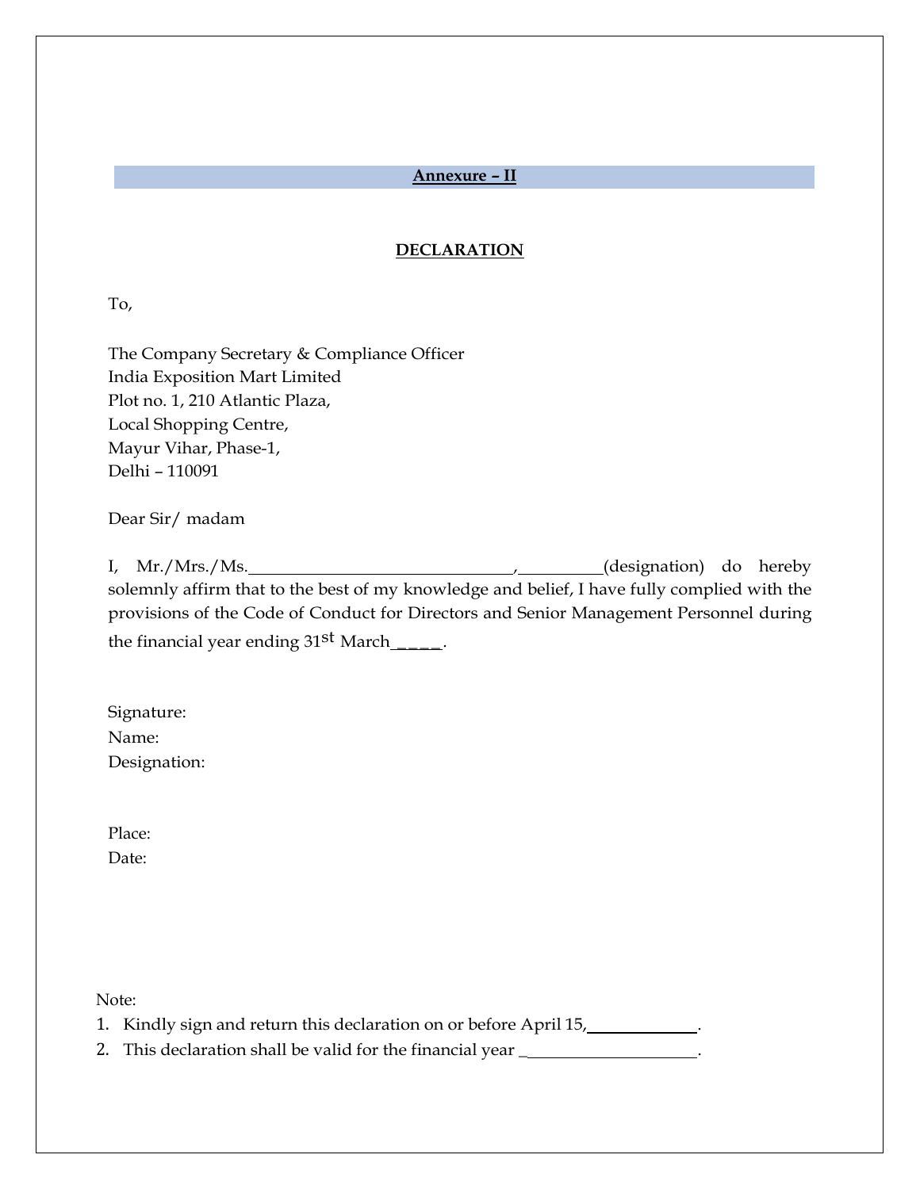**Annexure – II**

**DECLARATION**

To,

The Company Secretary & Compliance Officer
India Exposition Mart Limited
Plot no. 1, 210 Atlantic Plaza,
Local Shopping Centre,
Mayur Vihar, Phase-1,
Delhi – 110091

Dear Sir/ madam

I, Mr./Mrs./Ms.______________________________,__________(designation) do hereby solemnly affirm that to the best of my knowledge and belief, I have fully complied with the provisions of the Code of Conduct for Directors and Senior Management Personnel during the financial year ending 31st March_____.

Signature:
Name:
Designation:

Place:
Date:

Note:

1. Kindly sign and return this declaration on or before April 15,____________.
2. This declaration shall be valid for the financial year ____________________.